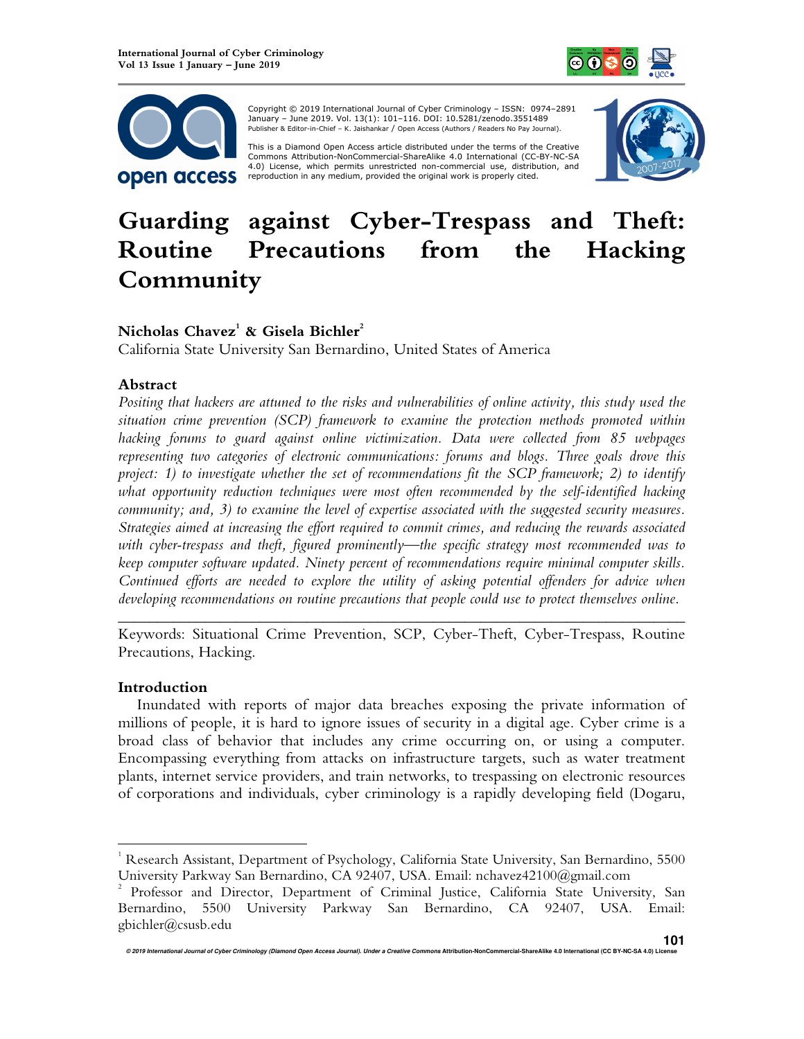Copyright © 2019 International Journal of Cyber Criminology – ISSN: 0974–2891 January – June 2019. Vol. 13(1): 101–116. DOI: 10.5281/zenodo.3551489
Publisher & Editor-in-Chief – K. Jaishankar / Open Access (Authors / Readers No Pay Journal).

This is a Diamond Open Access article distributed under the terms of the Creative Commons Attribution-NonCommercial-ShareAlike 4.0 International (CC-BY-NC-SA 4.0) License, which permits unrestricted non-commercial use, distribution, and reproduction in any medium, provided the original work is properly cited.

# Guarding against Cyber-Trespass and Theft: Routine Precautions from the Hacking Community

**Nicholas Chavez[1] & Gisela Bichler[2]**

California State University San Bernardino, United States of America

## Abstract

*Positing that hackers are attuned to the risks and vulnerabilities of online activity, this study used the situation crime prevention (SCP) framework to examine the protection methods promoted within hacking forums to guard against online victimization. Data were collected from 85 webpages representing two categories of electronic communications: forums and blogs. Three goals drove this project: 1) to investigate whether the set of recommendations fit the SCP framework; 2) to identify what opportunity reduction techniques were most often recommended by the self-identified hacking community; and, 3) to examine the level of expertise associated with the suggested security measures. Strategies aimed at increasing the effort required to commit crimes, and reducing the rewards associated with cyber-trespass and theft, figured prominently—the specific strategy most recommended was to keep computer software updated. Ninety percent of recommendations require minimal computer skills. Continued efforts are needed to explore the utility of asking potential offenders for advice when developing recommendations on routine precautions that people could use to protect themselves online.*

---

Keywords: Situational Crime Prevention, SCP, Cyber-Theft, Cyber-Trespass, Routine Precautions, Hacking.

## Introduction

Inundated with reports of major data breaches exposing the private information of millions of people, it is hard to ignore issues of security in a digital age. Cyber crime is a broad class of behavior that includes any crime occurring on, or using a computer. Encompassing everything from attacks on infrastructure targets, such as water treatment plants, internet service providers, and train networks, to trespassing on electronic resources of corporations and individuals, cyber criminology is a rapidly developing field (Dogaru,

---

[1] Research Assistant, Department of Psychology, California State University, San Bernardino, 5500 University Parkway San Bernardino, CA 92407, USA. Email: nchavez42100@gmail.com

[2] Professor and Director, Department of Criminal Justice, California State University, San Bernardino, 5500 University Parkway San Bernardino, CA 92407, USA. Email: gbichler@csusb.edu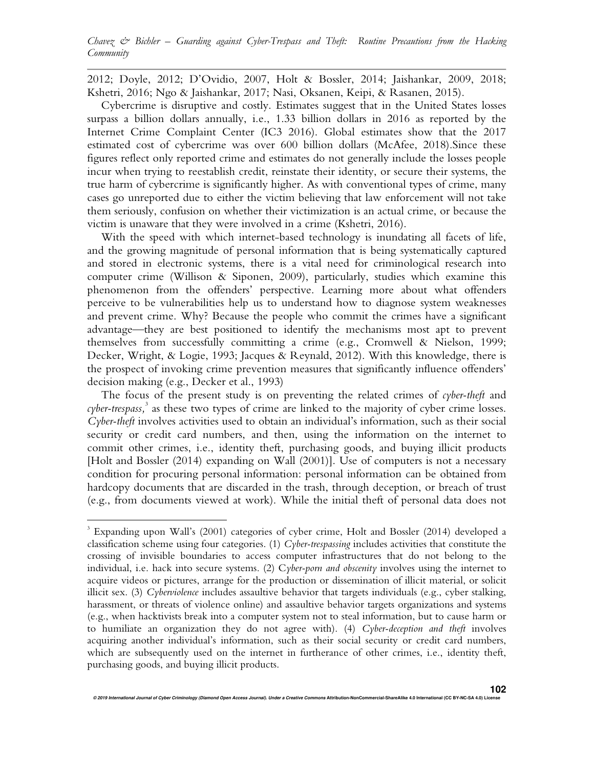2012; Doyle, 2012; D'Ovidio, 2007, Holt & Bossler, 2014; Jaishankar, 2009, 2018; Kshetri, 2016; Ngo & Jaishankar, 2017; Nasi, Oksanen, Keipi, & Rasanen, 2015).

Cybercrime is disruptive and costly. Estimates suggest that in the United States losses surpass a billion dollars annually, i.e., 1.33 billion dollars in 2016 as reported by the Internet Crime Complaint Center (IC3 2016). Global estimates show that the 2017 estimated cost of cybercrime was over 600 billion dollars (McAfee, 2018).Since these figures reflect only reported crime and estimates do not generally include the losses people incur when trying to reestablish credit, reinstate their identity, or secure their systems, the true harm of cybercrime is significantly higher. As with conventional types of crime, many cases go unreported due to either the victim believing that law enforcement will not take them seriously, confusion on whether their victimization is an actual crime, or because the victim is unaware that they were involved in a crime (Kshetri, 2016).

With the speed with which internet-based technology is inundating all facets of life, and the growing magnitude of personal information that is being systematically captured and stored in electronic systems, there is a vital need for criminological research into computer crime (Willison & Siponen, 2009), particularly, studies which examine this phenomenon from the offenders' perspective. Learning more about what offenders perceive to be vulnerabilities help us to understand how to diagnose system weaknesses and prevent crime. Why? Because the people who commit the crimes have a significant advantage—they are best positioned to identify the mechanisms most apt to prevent themselves from successfully committing a crime (e.g., Cromwell & Nielson, 1999; Decker, Wright, & Logie, 1993; Jacques & Reynald, 2012). With this knowledge, there is the prospect of invoking crime prevention measures that significantly influence offenders' decision making (e.g., Decker et al., 1993)

The focus of the present study is on preventing the related crimes of *cyber-theft* and *cyber-trespass,*[3] as these two types of crime are linked to the majority of cyber crime losses. *Cyber-theft* involves activities used to obtain an individual's information, such as their social security or credit card numbers, and then, using the information on the internet to commit other crimes, i.e., identity theft, purchasing goods, and buying illicit products [Holt and Bossler (2014) expanding on Wall (2001)]. Use of computers is not a necessary condition for procuring personal information: personal information can be obtained from hardcopy documents that are discarded in the trash, through deception, or breach of trust (e.g., from documents viewed at work). While the initial theft of personal data does not

---

[3] Expanding upon Wall's (2001) categories of cyber crime, Holt and Bossler (2014) developed a classification scheme using four categories. (1) *Cyber-trespassing* includes activities that constitute the crossing of invisible boundaries to access computer infrastructures that do not belong to the individual, i.e. hack into secure systems. (2) *Cyber-porn and obscenity* involves using the internet to acquire videos or pictures, arrange for the production or dissemination of illicit material, or solicit illicit sex. (3) *Cyberviolence* includes assaultive behavior that targets individuals (e.g., cyber stalking, harassment, or threats of violence online) and assaultive behavior targets organizations and systems (e.g., when hacktivists break into a computer system not to steal information, but to cause harm or to humiliate an organization they do not agree with). (4) *Cyber-deception and theft* involves acquiring another individual's information, such as their social security or credit card numbers, which are subsequently used on the internet in furtherance of other crimes, i.e., identity theft, purchasing goods, and buying illicit products.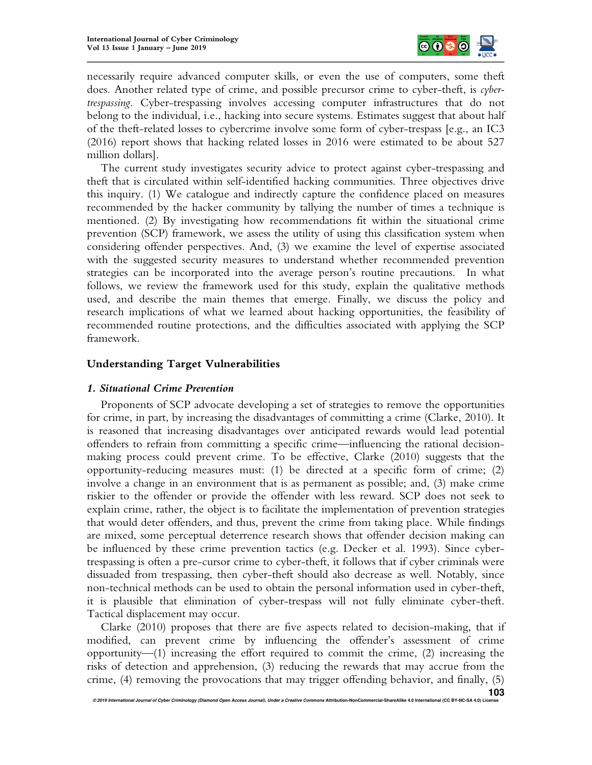necessarily require advanced computer skills, or even the use of computers, some theft does. Another related type of crime, and possible precursor crime to cyber-theft, is *cyber-trespassing*. Cyber-trespassing involves accessing computer infrastructures that do not belong to the individual, i.e., hacking into secure systems. Estimates suggest that about half of the theft-related losses to cybercrime involve some form of cyber-trespass [e.g., an IC3 (2016) report shows that hacking related losses in 2016 were estimated to be about 527 million dollars].

The current study investigates security advice to protect against cyber-trespassing and theft that is circulated within self-identified hacking communities. Three objectives drive this inquiry. (1) We catalogue and indirectly capture the confidence placed on measures recommended by the hacker community by tallying the number of times a technique is mentioned. (2) By investigating how recommendations fit within the situational crime prevention (SCP) framework, we assess the utility of using this classification system when considering offender perspectives. And, (3) we examine the level of expertise associated with the suggested security measures to understand whether recommended prevention strategies can be incorporated into the average person's routine precautions. In what follows, we review the framework used for this study, explain the qualitative methods used, and describe the main themes that emerge. Finally, we discuss the policy and research implications of what we learned about hacking opportunities, the feasibility of recommended routine protections, and the difficulties associated with applying the SCP framework.

## Understanding Target Vulnerabilities

### *1. Situational Crime Prevention*

Proponents of SCP advocate developing a set of strategies to remove the opportunities for crime, in part, by increasing the disadvantages of committing a crime (Clarke, 2010). It is reasoned that increasing disadvantages over anticipated rewards would lead potential offenders to refrain from committing a specific crime—influencing the rational decision-making process could prevent crime. To be effective, Clarke (2010) suggests that the opportunity-reducing measures must: (1) be directed at a specific form of crime; (2) involve a change in an environment that is as permanent as possible; and, (3) make crime riskier to the offender or provide the offender with less reward. SCP does not seek to explain crime, rather, the object is to facilitate the implementation of prevention strategies that would deter offenders, and thus, prevent the crime from taking place. While findings are mixed, some perceptual deterrence research shows that offender decision making can be influenced by these crime prevention tactics (e.g. Decker et al. 1993). Since cyber-trespassing is often a pre-cursor crime to cyber-theft, it follows that if cyber criminals were dissuaded from trespassing, then cyber-theft should also decrease as well. Notably, since non-technical methods can be used to obtain the personal information used in cyber-theft, it is plausible that elimination of cyber-trespass will not fully eliminate cyber-theft. Tactical displacement may occur.

Clarke (2010) proposes that there are five aspects related to decision-making, that if modified, can prevent crime by influencing the offender's assessment of crime opportunity—(1) increasing the effort required to commit the crime, (2) increasing the risks of detection and apprehension, (3) reducing the rewards that may accrue from the crime, (4) removing the provocations that may trigger offending behavior, and finally, (5)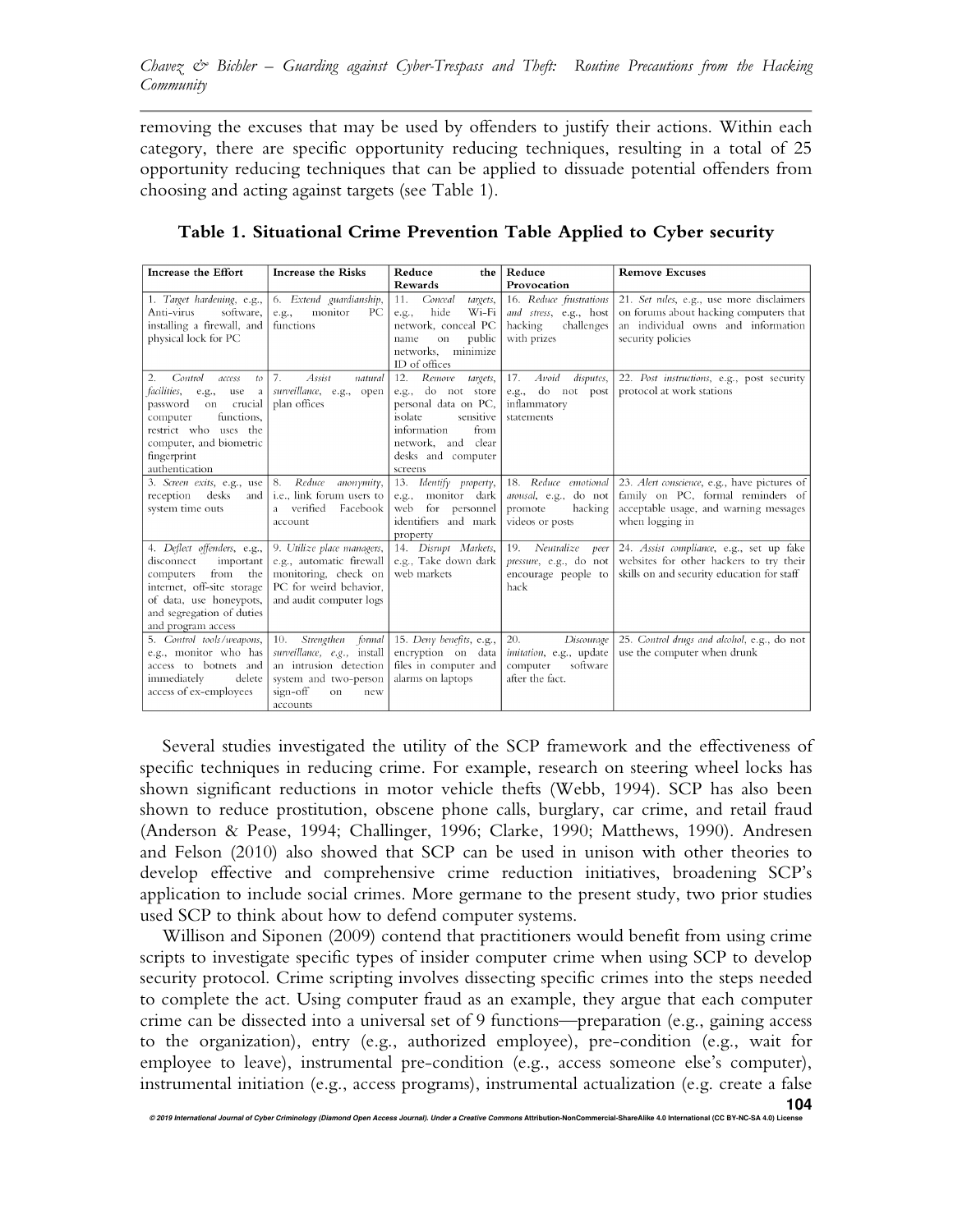removing the excuses that may be used by offenders to justify their actions. Within each category, there are specific opportunity reducing techniques, resulting in a total of 25 opportunity reducing techniques that can be applied to dissuade potential offenders from choosing and acting against targets (see Table 1).

**Table 1. Situational Crime Prevention Table Applied to Cyber security**

| Increase the Effort | Increase the Risks | Reduce the Rewards | Reduce Provocation | Remove Excuses |
|---|---|---|---|---|
| 1. *Target hardening*, e.g., Anti-virus software, installing a firewall, and physical lock for PC | 6. *Extend guardianship*, e.g., monitor PC functions | 11. *Conceal targets*, e.g., hide Wi-Fi network, conceal PC name on public networks, minimize ID of offices | 16. *Reduce frustrations and stress*, e.g., host hacking challenges with prizes | 21. *Set rules*, e.g., use more disclaimers on forums about hacking computers that an individual owns and information security policies |
| 2. *Control access to facilities*, e.g., use a password on crucial computer functions, restrict who uses the computer, and biometric fingerprint authentication | 7. *Assist natural surveillance*, e.g., open plan offices | 12. *Remove targets*, e.g., do not store personal data on PC, isolate sensitive information from network, and clear desks and computer screens | 17. *Avoid disputes*, e.g., do not post inflammatory statements | 22. *Post instructions*, e.g., post security protocol at work stations |
| 3. *Screen exits*, e.g., use reception desks and system time outs | 8. *Reduce anonymity*, i.e., link forum users to a verified Facebook account | 13. *Identify property*, e.g., monitor dark web for personnel identifiers and mark property | 18. *Reduce emotional arousal*, e.g., do not promote hacking videos or posts | 23. *Alert conscience*, e.g., have pictures of family on PC, formal reminders of acceptable usage, and warning messages when logging in |
| 4. *Deflect offenders*, e.g., disconnect important computers from the internet, off-site storage of data, use honeypots, and segregation of duties and program access | 9. *Utilize place managers*, e.g., automatic firewall monitoring, check on PC for weird behavior, and audit computer logs | 14. *Disrupt Markets*, e.g., Take down dark web markets | 19. *Neutralize peer pressure*, e.g., do not encourage people to hack | 24. *Assist compliance*, e.g., set up fake websites for other hackers to try their skills on and security education for staff |
| 5. *Control tools/weapons*, e.g., monitor who has access to botnets and immediately delete access of ex-employees | 10. *Strengthen formal surveillance*, e.g., install an intrusion detection system and two-person sign-off on new accounts | 15. *Deny benefits*, e.g., encryption on data files in computer and alarms on laptops | 20. *Discourage imitation*, e.g., update computer software after the fact. | 25. *Control drugs and alcohol*, e.g., do not use the computer when drunk |

Several studies investigated the utility of the SCP framework and the effectiveness of specific techniques in reducing crime. For example, research on steering wheel locks has shown significant reductions in motor vehicle thefts (Webb, 1994). SCP has also been shown to reduce prostitution, obscene phone calls, burglary, car crime, and retail fraud (Anderson & Pease, 1994; Challinger, 1996; Clarke, 1990; Matthews, 1990). Andresen and Felson (2010) also showed that SCP can be used in unison with other theories to develop effective and comprehensive crime reduction initiatives, broadening SCP's application to include social crimes. More germane to the present study, two prior studies used SCP to think about how to defend computer systems.

Willison and Siponen (2009) contend that practitioners would benefit from using crime scripts to investigate specific types of insider computer crime when using SCP to develop security protocol. Crime scripting involves dissecting specific crimes into the steps needed to complete the act. Using computer fraud as an example, they argue that each computer crime can be dissected into a universal set of 9 functions—preparation (e.g., gaining access to the organization), entry (e.g., authorized employee), pre-condition (e.g., wait for employee to leave), instrumental pre-condition (e.g., access someone else's computer), instrumental initiation (e.g., access programs), instrumental actualization (e.g. create a false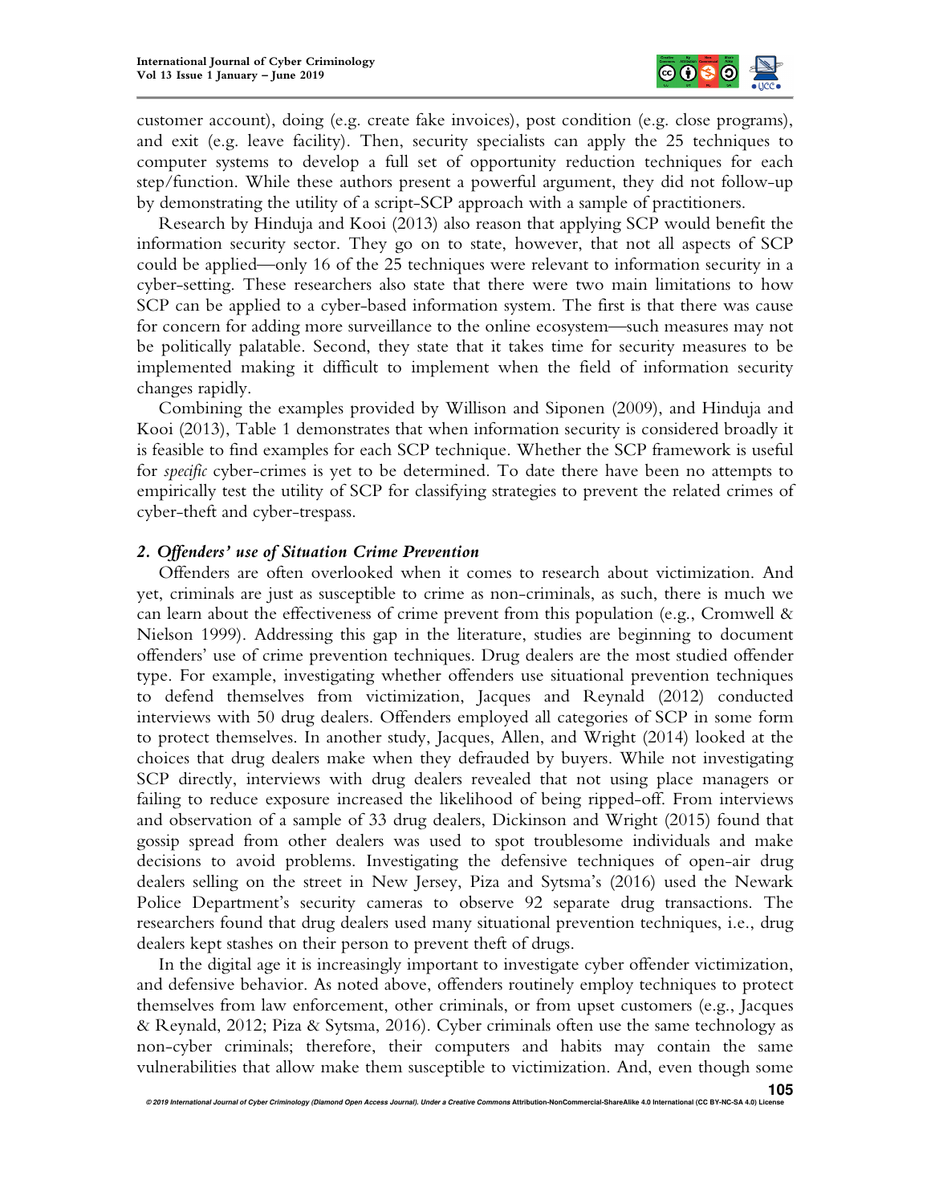customer account), doing (e.g. create fake invoices), post condition (e.g. close programs), and exit (e.g. leave facility). Then, security specialists can apply the 25 techniques to computer systems to develop a full set of opportunity reduction techniques for each step/function. While these authors present a powerful argument, they did not follow-up by demonstrating the utility of a script-SCP approach with a sample of practitioners.

Research by Hinduja and Kooi (2013) also reason that applying SCP would benefit the information security sector. They go on to state, however, that not all aspects of SCP could be applied—only 16 of the 25 techniques were relevant to information security in a cyber-setting. These researchers also state that there were two main limitations to how SCP can be applied to a cyber-based information system. The first is that there was cause for concern for adding more surveillance to the online ecosystem—such measures may not be politically palatable. Second, they state that it takes time for security measures to be implemented making it difficult to implement when the field of information security changes rapidly.

Combining the examples provided by Willison and Siponen (2009), and Hinduja and Kooi (2013), Table 1 demonstrates that when information security is considered broadly it is feasible to find examples for each SCP technique. Whether the SCP framework is useful for *specific* cyber-crimes is yet to be determined. To date there have been no attempts to empirically test the utility of SCP for classifying strategies to prevent the related crimes of cyber-theft and cyber-trespass.

### *2. Offenders' use of Situation Crime Prevention*

Offenders are often overlooked when it comes to research about victimization. And yet, criminals are just as susceptible to crime as non-criminals, as such, there is much we can learn about the effectiveness of crime prevent from this population (e.g., Cromwell & Nielson 1999). Addressing this gap in the literature, studies are beginning to document offenders' use of crime prevention techniques. Drug dealers are the most studied offender type. For example, investigating whether offenders use situational prevention techniques to defend themselves from victimization, Jacques and Reynald (2012) conducted interviews with 50 drug dealers. Offenders employed all categories of SCP in some form to protect themselves. In another study, Jacques, Allen, and Wright (2014) looked at the choices that drug dealers make when they defrauded by buyers. While not investigating SCP directly, interviews with drug dealers revealed that not using place managers or failing to reduce exposure increased the likelihood of being ripped-off. From interviews and observation of a sample of 33 drug dealers, Dickinson and Wright (2015) found that gossip spread from other dealers was used to spot troublesome individuals and make decisions to avoid problems. Investigating the defensive techniques of open-air drug dealers selling on the street in New Jersey, Piza and Sytsma's (2016) used the Newark Police Department's security cameras to observe 92 separate drug transactions. The researchers found that drug dealers used many situational prevention techniques, i.e., drug dealers kept stashes on their person to prevent theft of drugs.

In the digital age it is increasingly important to investigate cyber offender victimization, and defensive behavior. As noted above, offenders routinely employ techniques to protect themselves from law enforcement, other criminals, or from upset customers (e.g., Jacques & Reynald, 2012; Piza & Sytsma, 2016). Cyber criminals often use the same technology as non-cyber criminals; therefore, their computers and habits may contain the same vulnerabilities that allow make them susceptible to victimization. And, even though some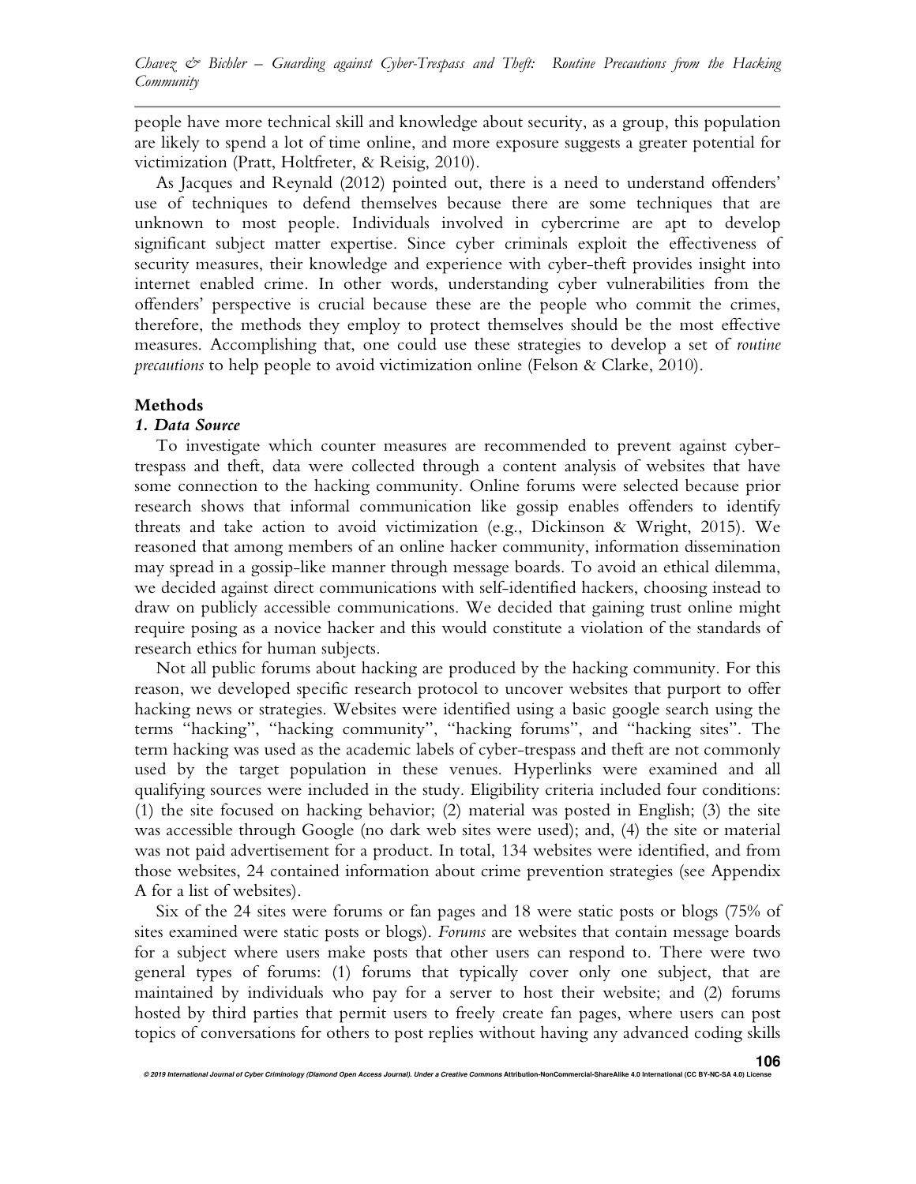people have more technical skill and knowledge about security, as a group, this population are likely to spend a lot of time online, and more exposure suggests a greater potential for victimization (Pratt, Holtfreter, & Reisig, 2010).

As Jacques and Reynald (2012) pointed out, there is a need to understand offenders' use of techniques to defend themselves because there are some techniques that are unknown to most people. Individuals involved in cybercrime are apt to develop significant subject matter expertise. Since cyber criminals exploit the effectiveness of security measures, their knowledge and experience with cyber-theft provides insight into internet enabled crime. In other words, understanding cyber vulnerabilities from the offenders' perspective is crucial because these are the people who commit the crimes, therefore, the methods they employ to protect themselves should be the most effective measures. Accomplishing that, one could use these strategies to develop a set of *routine precautions* to help people to avoid victimization online (Felson & Clarke, 2010).

## Methods

### *1. Data Source*

To investigate which counter measures are recommended to prevent against cyber-trespass and theft, data were collected through a content analysis of websites that have some connection to the hacking community. Online forums were selected because prior research shows that informal communication like gossip enables offenders to identify threats and take action to avoid victimization (e.g., Dickinson & Wright, 2015). We reasoned that among members of an online hacker community, information dissemination may spread in a gossip-like manner through message boards. To avoid an ethical dilemma, we decided against direct communications with self-identified hackers, choosing instead to draw on publicly accessible communications. We decided that gaining trust online might require posing as a novice hacker and this would constitute a violation of the standards of research ethics for human subjects.

Not all public forums about hacking are produced by the hacking community. For this reason, we developed specific research protocol to uncover websites that purport to offer hacking news or strategies. Websites were identified using a basic google search using the terms "hacking", "hacking community", "hacking forums", and "hacking sites". The term hacking was used as the academic labels of cyber-trespass and theft are not commonly used by the target population in these venues. Hyperlinks were examined and all qualifying sources were included in the study. Eligibility criteria included four conditions: (1) the site focused on hacking behavior; (2) material was posted in English; (3) the site was accessible through Google (no dark web sites were used); and, (4) the site or material was not paid advertisement for a product. In total, 134 websites were identified, and from those websites, 24 contained information about crime prevention strategies (see Appendix A for a list of websites).

Six of the 24 sites were forums or fan pages and 18 were static posts or blogs (75% of sites examined were static posts or blogs). *Forums* are websites that contain message boards for a subject where users make posts that other users can respond to. There were two general types of forums: (1) forums that typically cover only one subject, that are maintained by individuals who pay for a server to host their website; and (2) forums hosted by third parties that permit users to freely create fan pages, where users can post topics of conversations for others to post replies without having any advanced coding skills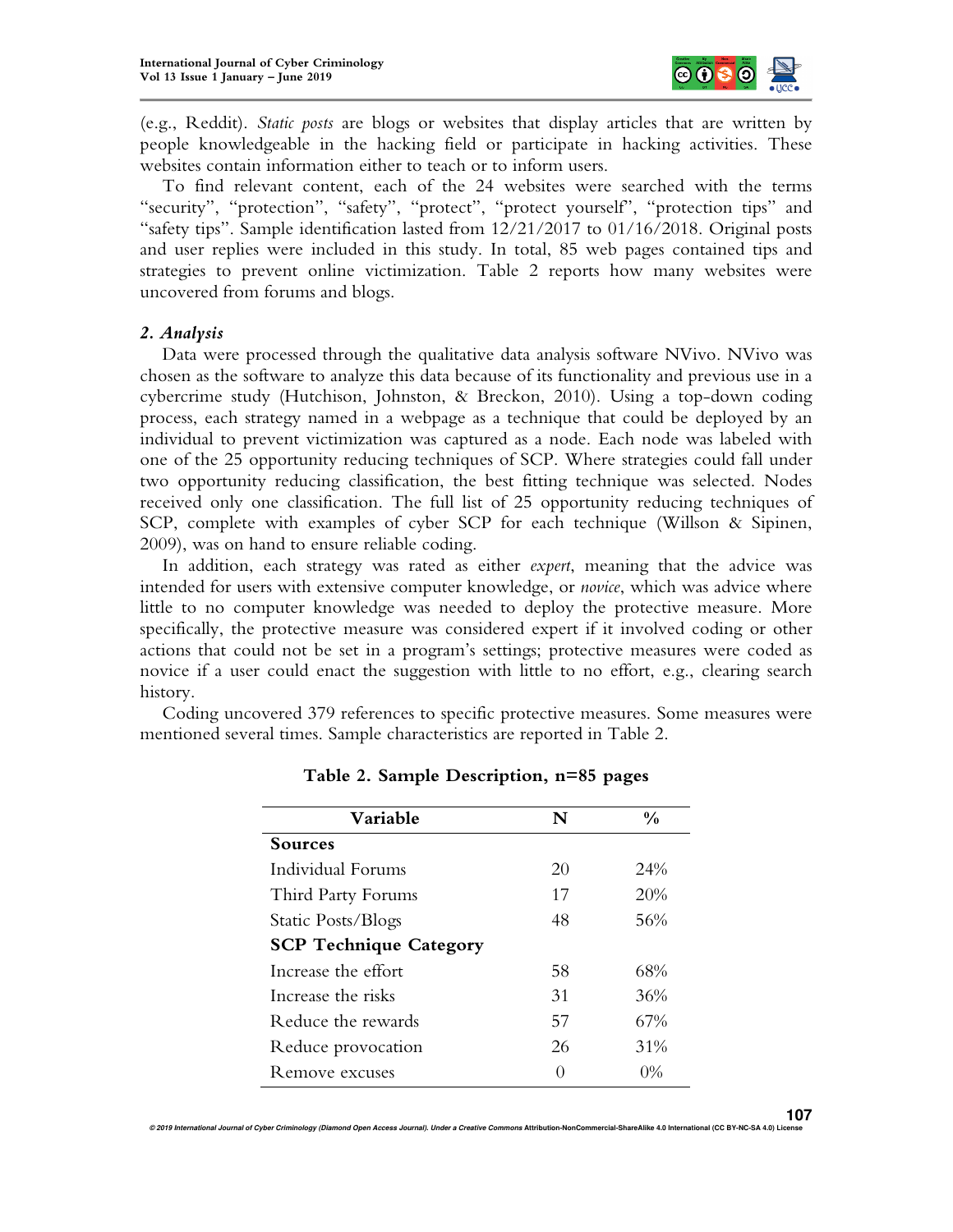(e.g., Reddit). *Static posts* are blogs or websites that display articles that are written by people knowledgeable in the hacking field or participate in hacking activities. These websites contain information either to teach or to inform users.

To find relevant content, each of the 24 websites were searched with the terms "security", "protection", "safety", "protect", "protect yourself", "protection tips" and "safety tips". Sample identification lasted from 12/21/2017 to 01/16/2018. Original posts and user replies were included in this study. In total, 85 web pages contained tips and strategies to prevent online victimization. Table 2 reports how many websites were uncovered from forums and blogs.

### *2. Analysis*

Data were processed through the qualitative data analysis software NVivo. NVivo was chosen as the software to analyze this data because of its functionality and previous use in a cybercrime study (Hutchison, Johnston, & Breckon, 2010). Using a top-down coding process, each strategy named in a webpage as a technique that could be deployed by an individual to prevent victimization was captured as a node. Each node was labeled with one of the 25 opportunity reducing techniques of SCP. Where strategies could fall under two opportunity reducing classification, the best fitting technique was selected. Nodes received only one classification. The full list of 25 opportunity reducing techniques of SCP, complete with examples of cyber SCP for each technique (Willson & Sipinen, 2009), was on hand to ensure reliable coding.

In addition, each strategy was rated as either *expert*, meaning that the advice was intended for users with extensive computer knowledge, or *novice*, which was advice where little to no computer knowledge was needed to deploy the protective measure. More specifically, the protective measure was considered expert if it involved coding or other actions that could not be set in a program's settings; protective measures were coded as novice if a user could enact the suggestion with little to no effort, e.g., clearing search history.

Coding uncovered 379 references to specific protective measures. Some measures were mentioned several times. Sample characteristics are reported in Table 2.

**Table 2. Sample Description, n=85 pages**

| Variable | N | % |
|---|---|---|
| **Sources** | | |
| Individual Forums | 20 | 24% |
| Third Party Forums | 17 | 20% |
| Static Posts/Blogs | 48 | 56% |
| **SCP Technique Category** | | |
| Increase the effort | 58 | 68% |
| Increase the risks | 31 | 36% |
| Reduce the rewards | 57 | 67% |
| Reduce provocation | 26 | 31% |
| Remove excuses | 0 | 0% |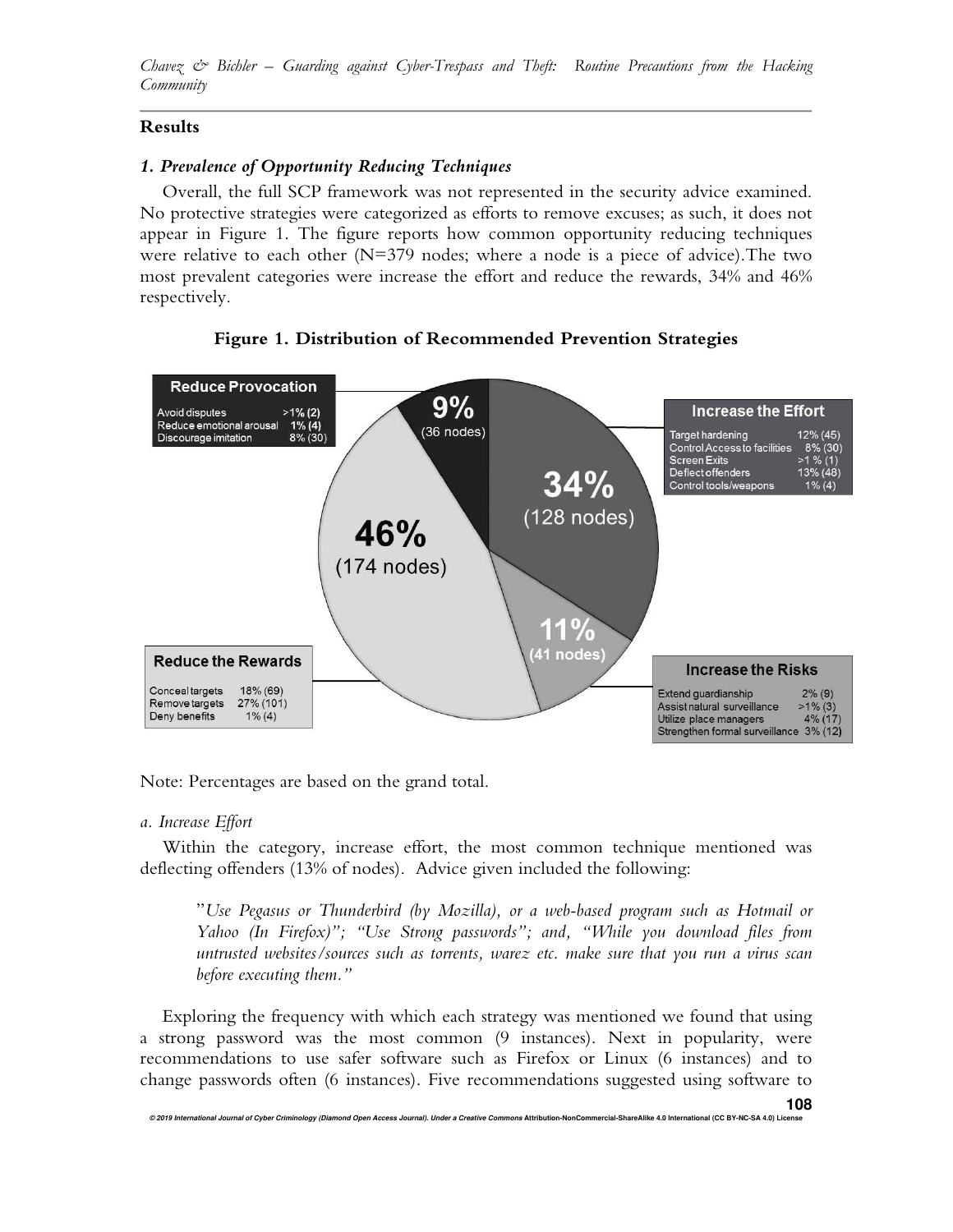## Results

### *1. Prevalence of Opportunity Reducing Techniques*

Overall, the full SCP framework was not represented in the security advice examined. No protective strategies were categorized as efforts to remove excuses; as such, it does not appear in Figure 1. The figure reports how common opportunity reducing techniques were relative to each other (N=379 nodes; where a node is a piece of advice).The two most prevalent categories were increase the effort and reduce the rewards, 34% and 46% respectively.

**Figure 1. Distribution of Recommended Prevention Strategies**

| Category | Technique | Percentage (nodes) |
|---|---|---|
| **Reduce Provocation** — 9% (36 nodes) | Avoid disputes | >1% (2) |
| | Reduce emotional arousal | 1% (4) |
| | Discourage imitation | 8% (30) |
| **Increase the Effort** — 34% (128 nodes) | Target hardening | 12% (45) |
| | Control Access to facilities | 8% (30) |
| | Screen Exits | >1 % (1) |
| | Deflect offenders | 13% (48) |
| | Control tools/weapons | 1% (4) |
| **Reduce the Rewards** — 46% (174 nodes) | Conceal targets | 18% (69) |
| | Remove targets | 27% (101) |
| | Deny benefits | 1% (4) |
| **Increase the Risks** — 11% (41 nodes) | Extend guardianship | 2% (9) |
| | Assist natural surveillance | >1% (3) |
| | Utilize place managers | 4% (17) |
| | Strengthen formal surveillance | 3% (12) |

Note: Percentages are based on the grand total.

*a. Increase Effort*

Within the category, increase effort, the most common technique mentioned was deflecting offenders (13% of nodes). Advice given included the following:

> "*Use Pegasus or Thunderbird (by Mozilla), or a web-based program such as Hotmail or Yahoo (In Firefox)"; "Use Strong passwords"; and, "While you download files from untrusted websites/sources such as torrents, warez etc. make sure that you run a virus scan before executing them."*

Exploring the frequency with which each strategy was mentioned we found that using a strong password was the most common (9 instances). Next in popularity, were recommendations to use safer software such as Firefox or Linux (6 instances) and to change passwords often (6 instances). Five recommendations suggested using software to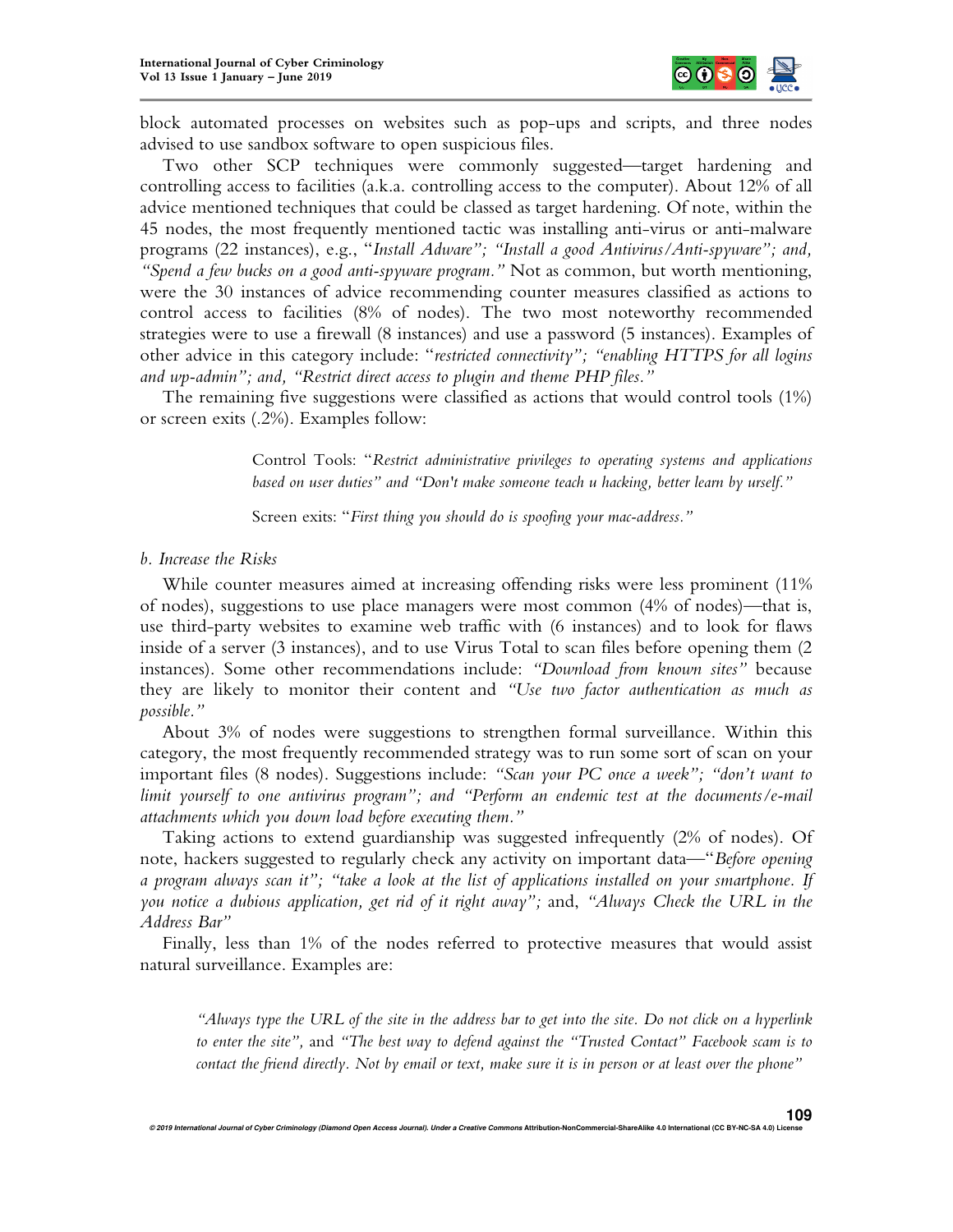block automated processes on websites such as pop-ups and scripts, and three nodes advised to use sandbox software to open suspicious files.

Two other SCP techniques were commonly suggested—target hardening and controlling access to facilities (a.k.a. controlling access to the computer). About 12% of all advice mentioned techniques that could be classed as target hardening. Of note, within the 45 nodes, the most frequently mentioned tactic was installing anti-virus or anti-malware programs (22 instances), e.g., "*Install Adware"; "Install a good Antivirus/Anti-spyware"; and, "Spend a few bucks on a good anti-spyware program."* Not as common, but worth mentioning, were the 30 instances of advice recommending counter measures classified as actions to control access to facilities (8% of nodes). The two most noteworthy recommended strategies were to use a firewall (8 instances) and use a password (5 instances). Examples of other advice in this category include: "*restricted connectivity"; "enabling HTTPS for all logins and wp-admin"; and, "Restrict direct access to plugin and theme PHP files."*

The remaining five suggestions were classified as actions that would control tools (1%) or screen exits (.2%). Examples follow:

> Control Tools: "*Restrict administrative privileges to operating systems and applications based on user duties" and "Don't make someone teach u hacking, better learn by urself."*
>
> Screen exits: "*First thing you should do is spoofing your mac-address."*

*b. Increase the Risks*

While counter measures aimed at increasing offending risks were less prominent (11% of nodes), suggestions to use place managers were most common (4% of nodes)—that is, use third-party websites to examine web traffic with (6 instances) and to look for flaws inside of a server (3 instances), and to use Virus Total to scan files before opening them (2 instances). Some other recommendations include: *"Download from known sites"* because they are likely to monitor their content and *"Use two factor authentication as much as possible."*

About 3% of nodes were suggestions to strengthen formal surveillance. Within this category, the most frequently recommended strategy was to run some sort of scan on your important files (8 nodes). Suggestions include: *"Scan your PC once a week"; "don't want to limit yourself to one antivirus program"; and "Perform an endemic test at the documents/e-mail attachments which you down load before executing them."*

Taking actions to extend guardianship was suggested infrequently (2% of nodes). Of note, hackers suggested to regularly check any activity on important data—"*Before opening a program always scan it"; "take a look at the list of applications installed on your smartphone. If you notice a dubious application, get rid of it right away";* and, *"Always Check the URL in the Address Bar"*

Finally, less than 1% of the nodes referred to protective measures that would assist natural surveillance. Examples are:

> *"Always type the URL of the site in the address bar to get into the site. Do not click on a hyperlink to enter the site",* and *"The best way to defend against the "Trusted Contact" Facebook scam is to contact the friend directly. Not by email or text, make sure it is in person or at least over the phone"*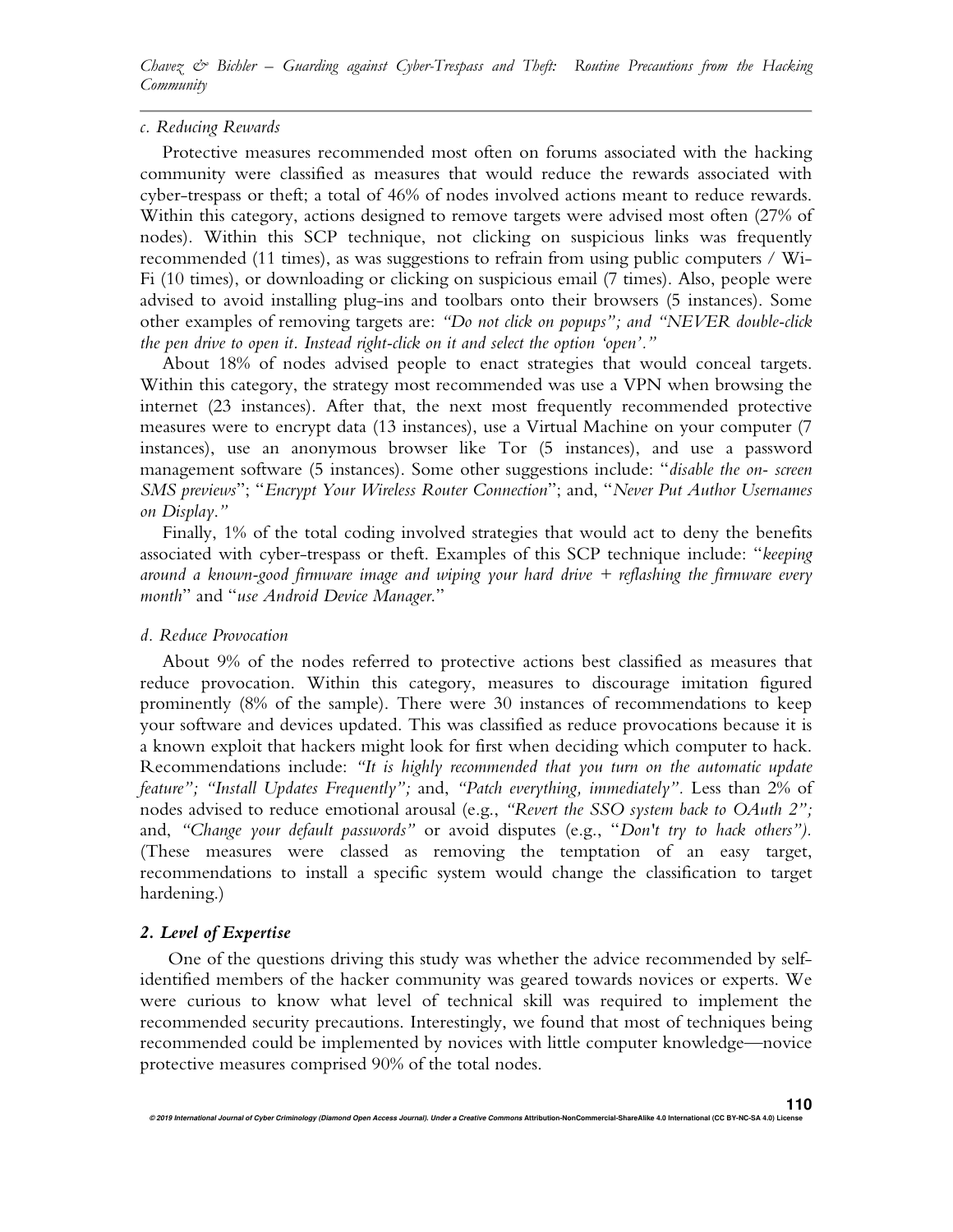### *c. Reducing Rewards*

Protective measures recommended most often on forums associated with the hacking community were classified as measures that would reduce the rewards associated with cyber-trespass or theft; a total of 46% of nodes involved actions meant to reduce rewards. Within this category, actions designed to remove targets were advised most often (27% of nodes). Within this SCP technique, not clicking on suspicious links was frequently recommended (11 times), as was suggestions to refrain from using public computers / Wi-Fi (10 times), or downloading or clicking on suspicious email (7 times). Also, people were advised to avoid installing plug-ins and toolbars onto their browsers (5 instances). Some other examples of removing targets are: *"Do not click on popups"; and "NEVER double-click the pen drive to open it. Instead right-click on it and select the option 'open'."*

About 18% of nodes advised people to enact strategies that would conceal targets. Within this category, the strategy most recommended was use a VPN when browsing the internet (23 instances). After that, the next most frequently recommended protective measures were to encrypt data (13 instances), use a Virtual Machine on your computer (7 instances), use an anonymous browser like Tor (5 instances), and use a password management software (5 instances). Some other suggestions include: "*disable the on- screen SMS previews*"; "*Encrypt Your Wireless Router Connection*"; and, "*Never Put Author Usernames on Display."*

Finally, 1% of the total coding involved strategies that would act to deny the benefits associated with cyber-trespass or theft. Examples of this SCP technique include: "*keeping around a known-good firmware image and wiping your hard drive + reflashing the firmware every month*" and "*use Android Device Manager.*"

### *d. Reduce Provocation*

About 9% of the nodes referred to protective actions best classified as measures that reduce provocation. Within this category, measures to discourage imitation figured prominently (8% of the sample). There were 30 instances of recommendations to keep your software and devices updated. This was classified as reduce provocations because it is a known exploit that hackers might look for first when deciding which computer to hack. Recommendations include: *"It is highly recommended that you turn on the automatic update feature"; "Install Updates Frequently";* and, *"Patch everything, immediately".* Less than 2% of nodes advised to reduce emotional arousal (e.g., *"Revert the SSO system back to OAuth 2";* and, *"Change your default passwords"* or avoid disputes (e.g., "*Don't try to hack others").* (These measures were classed as removing the temptation of an easy target, recommendations to install a specific system would change the classification to target hardening.)

## *2. Level of Expertise*

One of the questions driving this study was whether the advice recommended by self-identified members of the hacker community was geared towards novices or experts. We were curious to know what level of technical skill was required to implement the recommended security precautions. Interestingly, we found that most of techniques being recommended could be implemented by novices with little computer knowledge—novice protective measures comprised 90% of the total nodes.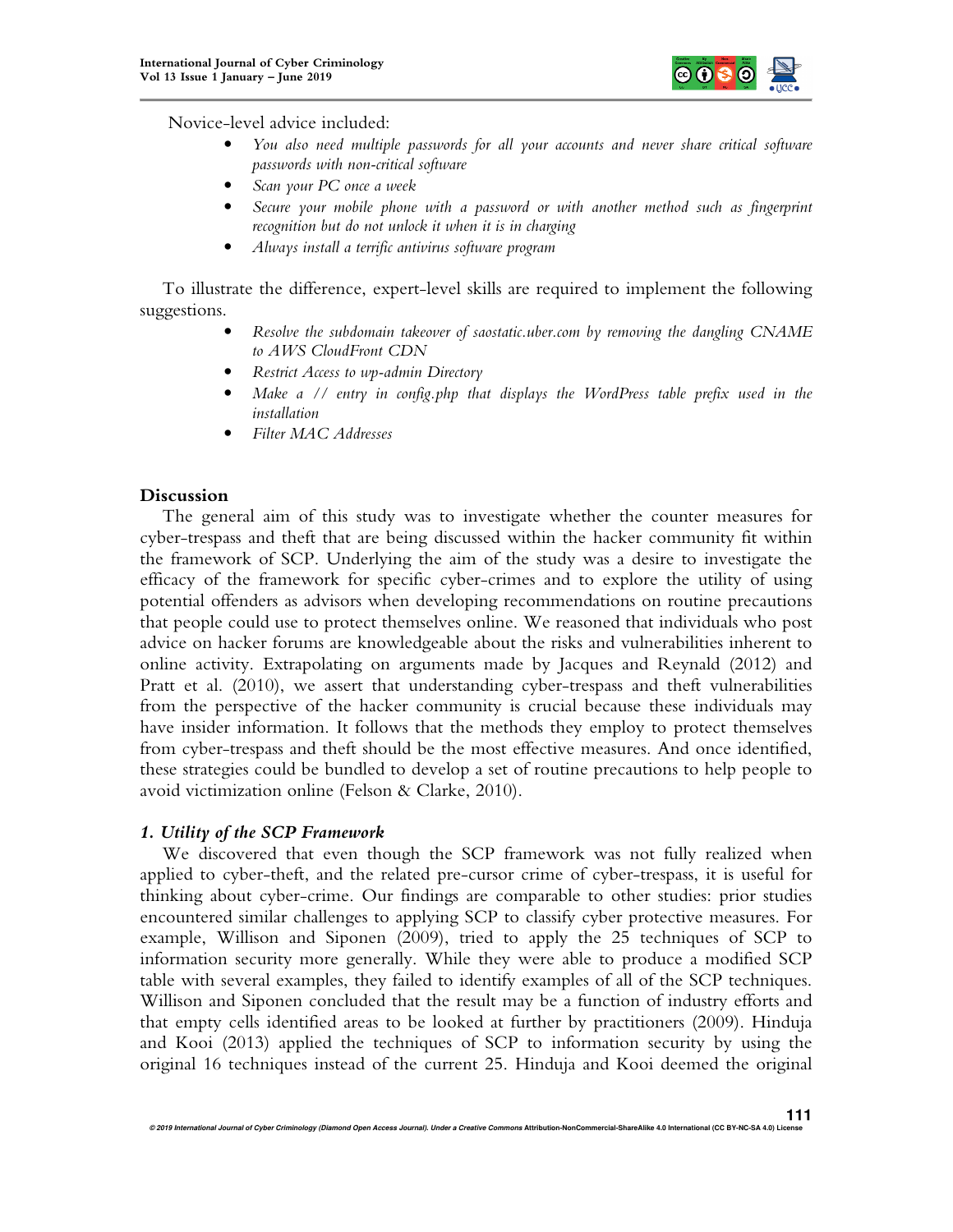Novice-level advice included:

- *You also need multiple passwords for all your accounts and never share critical software passwords with non-critical software*
- *Scan your PC once a week*
- *Secure your mobile phone with a password or with another method such as fingerprint recognition but do not unlock it when it is in charging*
- *Always install a terrific antivirus software program*

To illustrate the difference, expert-level skills are required to implement the following suggestions.

- *Resolve the subdomain takeover of saostatic.uber.com by removing the dangling CNAME to AWS CloudFront CDN*
- *Restrict Access to wp-admin Directory*
- *Make a // entry in config.php that displays the WordPress table prefix used in the installation*
- *Filter MAC Addresses*

## Discussion

The general aim of this study was to investigate whether the counter measures for cyber-trespass and theft that are being discussed within the hacker community fit within the framework of SCP. Underlying the aim of the study was a desire to investigate the efficacy of the framework for specific cyber-crimes and to explore the utility of using potential offenders as advisors when developing recommendations on routine precautions that people could use to protect themselves online. We reasoned that individuals who post advice on hacker forums are knowledgeable about the risks and vulnerabilities inherent to online activity. Extrapolating on arguments made by Jacques and Reynald (2012) and Pratt et al. (2010), we assert that understanding cyber-trespass and theft vulnerabilities from the perspective of the hacker community is crucial because these individuals may have insider information. It follows that the methods they employ to protect themselves from cyber-trespass and theft should be the most effective measures. And once identified, these strategies could be bundled to develop a set of routine precautions to help people to avoid victimization online (Felson & Clarke, 2010).

### *1. Utility of the SCP Framework*

We discovered that even though the SCP framework was not fully realized when applied to cyber-theft, and the related pre-cursor crime of cyber-trespass, it is useful for thinking about cyber-crime. Our findings are comparable to other studies: prior studies encountered similar challenges to applying SCP to classify cyber protective measures. For example, Willison and Siponen (2009), tried to apply the 25 techniques of SCP to information security more generally. While they were able to produce a modified SCP table with several examples, they failed to identify examples of all of the SCP techniques. Willison and Siponen concluded that the result may be a function of industry efforts and that empty cells identified areas to be looked at further by practitioners (2009). Hinduja and Kooi (2013) applied the techniques of SCP to information security by using the original 16 techniques instead of the current 25. Hinduja and Kooi deemed the original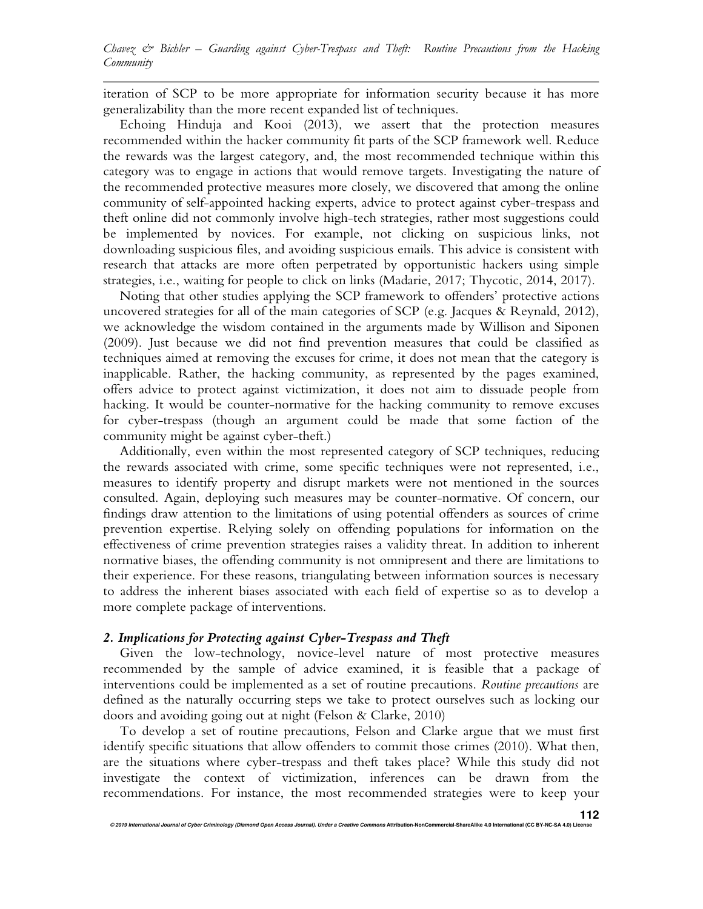iteration of SCP to be more appropriate for information security because it has more generalizability than the more recent expanded list of techniques.

Echoing Hinduja and Kooi (2013), we assert that the protection measures recommended within the hacker community fit parts of the SCP framework well. Reduce the rewards was the largest category, and, the most recommended technique within this category was to engage in actions that would remove targets. Investigating the nature of the recommended protective measures more closely, we discovered that among the online community of self-appointed hacking experts, advice to protect against cyber-trespass and theft online did not commonly involve high-tech strategies, rather most suggestions could be implemented by novices. For example, not clicking on suspicious links, not downloading suspicious files, and avoiding suspicious emails. This advice is consistent with research that attacks are more often perpetrated by opportunistic hackers using simple strategies, i.e., waiting for people to click on links (Madarie, 2017; Thycotic, 2014, 2017).

Noting that other studies applying the SCP framework to offenders' protective actions uncovered strategies for all of the main categories of SCP (e.g. Jacques & Reynald, 2012), we acknowledge the wisdom contained in the arguments made by Willison and Siponen (2009). Just because we did not find prevention measures that could be classified as techniques aimed at removing the excuses for crime, it does not mean that the category is inapplicable. Rather, the hacking community, as represented by the pages examined, offers advice to protect against victimization, it does not aim to dissuade people from hacking. It would be counter-normative for the hacking community to remove excuses for cyber-trespass (though an argument could be made that some faction of the community might be against cyber-theft.)

Additionally, even within the most represented category of SCP techniques, reducing the rewards associated with crime, some specific techniques were not represented, i.e., measures to identify property and disrupt markets were not mentioned in the sources consulted. Again, deploying such measures may be counter-normative. Of concern, our findings draw attention to the limitations of using potential offenders as sources of crime prevention expertise. Relying solely on offending populations for information on the effectiveness of crime prevention strategies raises a validity threat. In addition to inherent normative biases, the offending community is not omnipresent and there are limitations to their experience. For these reasons, triangulating between information sources is necessary to address the inherent biases associated with each field of expertise so as to develop a more complete package of interventions.

### *2. Implications for Protecting against Cyber-Trespass and Theft*

Given the low-technology, novice-level nature of most protective measures recommended by the sample of advice examined, it is feasible that a package of interventions could be implemented as a set of routine precautions. *Routine precautions* are defined as the naturally occurring steps we take to protect ourselves such as locking our doors and avoiding going out at night (Felson & Clarke, 2010)

To develop a set of routine precautions, Felson and Clarke argue that we must first identify specific situations that allow offenders to commit those crimes (2010). What then, are the situations where cyber-trespass and theft takes place? While this study did not investigate the context of victimization, inferences can be drawn from the recommendations. For instance, the most recommended strategies were to keep your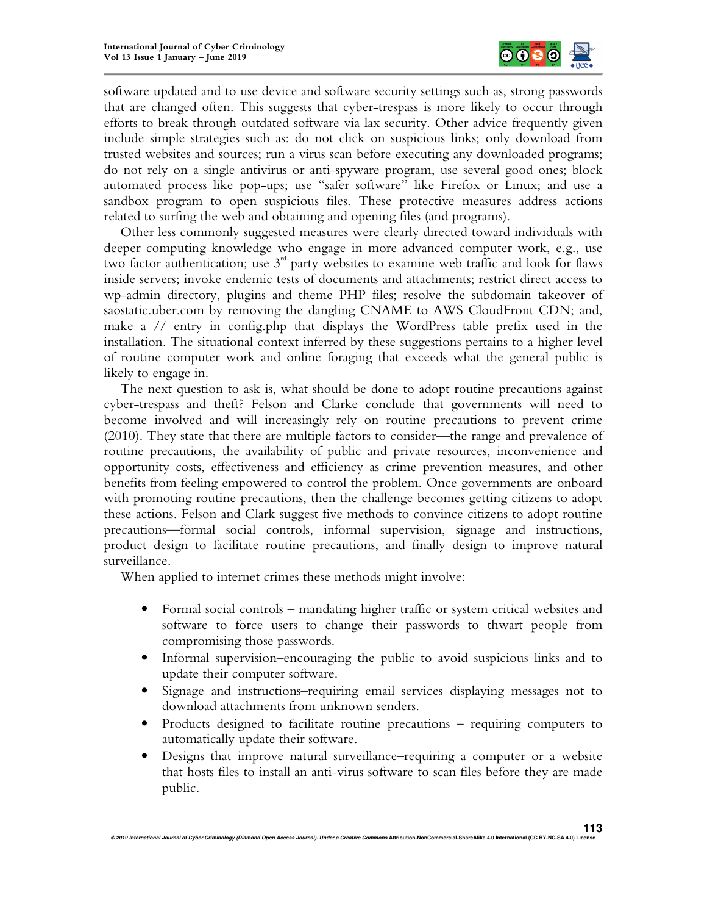software updated and to use device and software security settings such as, strong passwords that are changed often. This suggests that cyber-trespass is more likely to occur through efforts to break through outdated software via lax security. Other advice frequently given include simple strategies such as: do not click on suspicious links; only download from trusted websites and sources; run a virus scan before executing any downloaded programs; do not rely on a single antivirus or anti-spyware program, use several good ones; block automated process like pop-ups; use "safer software" like Firefox or Linux; and use a sandbox program to open suspicious files. These protective measures address actions related to surfing the web and obtaining and opening files (and programs).

Other less commonly suggested measures were clearly directed toward individuals with deeper computing knowledge who engage in more advanced computer work, e.g., use two factor authentication; use 3rd party websites to examine web traffic and look for flaws inside servers; invoke endemic tests of documents and attachments; restrict direct access to wp-admin directory, plugins and theme PHP files; resolve the subdomain takeover of saostatic.uber.com by removing the dangling CNAME to AWS CloudFront CDN; and, make a // entry in config.php that displays the WordPress table prefix used in the installation. The situational context inferred by these suggestions pertains to a higher level of routine computer work and online foraging that exceeds what the general public is likely to engage in.

The next question to ask is, what should be done to adopt routine precautions against cyber-trespass and theft? Felson and Clarke conclude that governments will need to become involved and will increasingly rely on routine precautions to prevent crime (2010). They state that there are multiple factors to consider—the range and prevalence of routine precautions, the availability of public and private resources, inconvenience and opportunity costs, effectiveness and efficiency as crime prevention measures, and other benefits from feeling empowered to control the problem. Once governments are onboard with promoting routine precautions, then the challenge becomes getting citizens to adopt these actions. Felson and Clark suggest five methods to convince citizens to adopt routine precautions—formal social controls, informal supervision, signage and instructions, product design to facilitate routine precautions, and finally design to improve natural surveillance.

When applied to internet crimes these methods might involve:

- Formal social controls – mandating higher traffic or system critical websites and software to force users to change their passwords to thwart people from compromising those passwords.
- Informal supervision–encouraging the public to avoid suspicious links and to update their computer software.
- Signage and instructions–requiring email services displaying messages not to download attachments from unknown senders.
- Products designed to facilitate routine precautions – requiring computers to automatically update their software.
- Designs that improve natural surveillance–requiring a computer or a website that hosts files to install an anti-virus software to scan files before they are made public.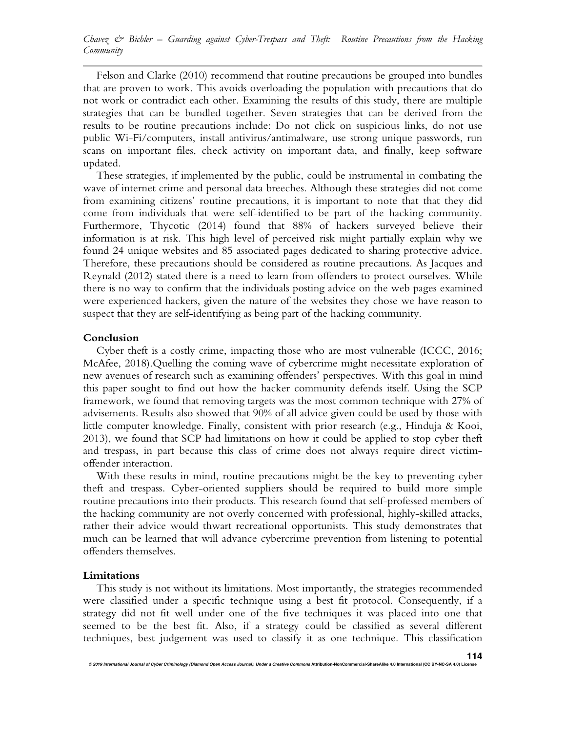Felson and Clarke (2010) recommend that routine precautions be grouped into bundles that are proven to work. This avoids overloading the population with precautions that do not work or contradict each other. Examining the results of this study, there are multiple strategies that can be bundled together. Seven strategies that can be derived from the results to be routine precautions include: Do not click on suspicious links, do not use public Wi-Fi/computers, install antivirus/antimalware, use strong unique passwords, run scans on important files, check activity on important data, and finally, keep software updated.

These strategies, if implemented by the public, could be instrumental in combating the wave of internet crime and personal data breeches. Although these strategies did not come from examining citizens' routine precautions, it is important to note that that they did come from individuals that were self-identified to be part of the hacking community. Furthermore, Thycotic (2014) found that 88% of hackers surveyed believe their information is at risk. This high level of perceived risk might partially explain why we found 24 unique websites and 85 associated pages dedicated to sharing protective advice. Therefore, these precautions should be considered as routine precautions. As Jacques and Reynald (2012) stated there is a need to learn from offenders to protect ourselves. While there is no way to confirm that the individuals posting advice on the web pages examined were experienced hackers, given the nature of the websites they chose we have reason to suspect that they are self-identifying as being part of the hacking community.

## Conclusion

Cyber theft is a costly crime, impacting those who are most vulnerable (ICCC, 2016; McAfee, 2018).Quelling the coming wave of cybercrime might necessitate exploration of new avenues of research such as examining offenders' perspectives. With this goal in mind this paper sought to find out how the hacker community defends itself. Using the SCP framework, we found that removing targets was the most common technique with 27% of advisements. Results also showed that 90% of all advice given could be used by those with little computer knowledge. Finally, consistent with prior research (e.g., Hinduja & Kooi, 2013), we found that SCP had limitations on how it could be applied to stop cyber theft and trespass, in part because this class of crime does not always require direct victim-offender interaction.

With these results in mind, routine precautions might be the key to preventing cyber theft and trespass. Cyber-oriented suppliers should be required to build more simple routine precautions into their products. This research found that self-professed members of the hacking community are not overly concerned with professional, highly-skilled attacks, rather their advice would thwart recreational opportunists. This study demonstrates that much can be learned that will advance cybercrime prevention from listening to potential offenders themselves.

## Limitations

This study is not without its limitations. Most importantly, the strategies recommended were classified under a specific technique using a best fit protocol. Consequently, if a strategy did not fit well under one of the five techniques it was placed into one that seemed to be the best fit. Also, if a strategy could be classified as several different techniques, best judgement was used to classify it as one technique. This classification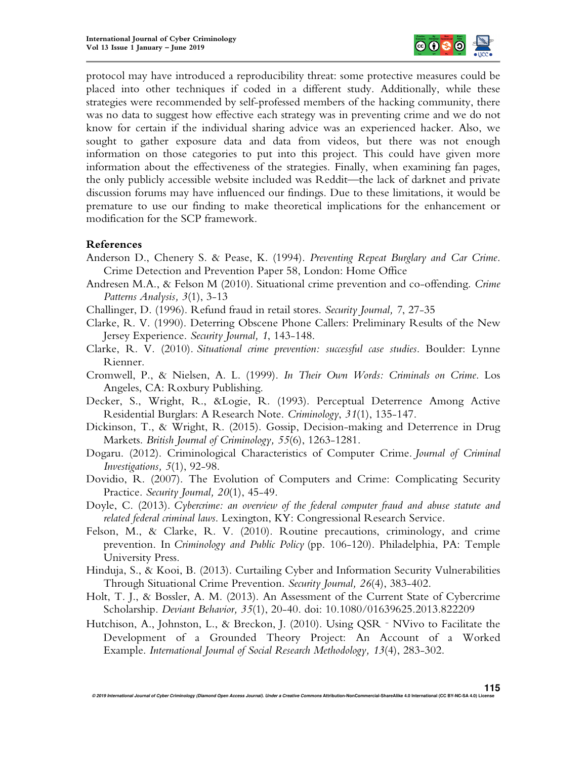protocol may have introduced a reproducibility threat: some protective measures could be placed into other techniques if coded in a different study. Additionally, while these strategies were recommended by self-professed members of the hacking community, there was no data to suggest how effective each strategy was in preventing crime and we do not know for certain if the individual sharing advice was an experienced hacker. Also, we sought to gather exposure data and data from videos, but there was not enough information on those categories to put into this project. This could have given more information about the effectiveness of the strategies. Finally, when examining fan pages, the only publicly accessible website included was Reddit—the lack of darknet and private discussion forums may have influenced our findings. Due to these limitations, it would be premature to use our finding to make theoretical implications for the enhancement or modification for the SCP framework.

## References

Anderson D., Chenery S. & Pease, K. (1994). *Preventing Repeat Burglary and Car Crime*. Crime Detection and Prevention Paper 58, London: Home Office

Andresen M.A., & Felson M (2010). Situational crime prevention and co-offending. *Crime Patterns Analysis, 3*(1), 3-13

Challinger, D. (1996). Refund fraud in retail stores. *Security Journal,* 7, 27-35

Clarke, R. V. (1990). Deterring Obscene Phone Callers: Preliminary Results of the New Jersey Experience. *Security Journal, 1*, 143-148.

Clarke, R. V. (2010). *Situational crime prevention: successful case studies*. Boulder: Lynne Rienner.

Cromwell, P., & Nielsen, A. L. (1999). *In Their Own Words: Criminals on Crime*. Los Angeles, CA: Roxbury Publishing.

Decker, S., Wright, R., &Logie, R. (1993). Perceptual Deterrence Among Active Residential Burglars: A Research Note. *Criminology*, *31*(1), 135-147.

Dickinson, T., & Wright, R. (2015). Gossip, Decision-making and Deterrence in Drug Markets. *British Journal of Criminology, 55*(6), 1263-1281.

Dogaru. (2012). Criminological Characteristics of Computer Crime. *Journal of Criminal Investigations, 5*(1), 92-98.

Dovidio, R. (2007). The Evolution of Computers and Crime: Complicating Security Practice. *Security Journal, 20*(1), 45-49.

Doyle, C. (2013). *Cybercrime: an overview of the federal computer fraud and abuse statute and related federal criminal laws*. Lexington, KY: Congressional Research Service.

Felson, M., & Clarke, R. V. (2010). Routine precautions, criminology, and crime prevention. In *Criminology and Public Policy* (pp. 106-120). Philadelphia, PA: Temple University Press.

Hinduja, S., & Kooi, B. (2013). Curtailing Cyber and Information Security Vulnerabilities Through Situational Crime Prevention. *Security Journal, 26*(4), 383-402.

Holt, T. J., & Bossler, A. M. (2013). An Assessment of the Current State of Cybercrime Scholarship. *Deviant Behavior, 35*(1), 20-40. doi: 10.1080/01639625.2013.822209

Hutchison, A., Johnston, L., & Breckon, J. (2010). Using QSR ‐ NVivo to Facilitate the Development of a Grounded Theory Project: An Account of a Worked Example. *International Journal of Social Research Methodology, 13*(4), 283-302.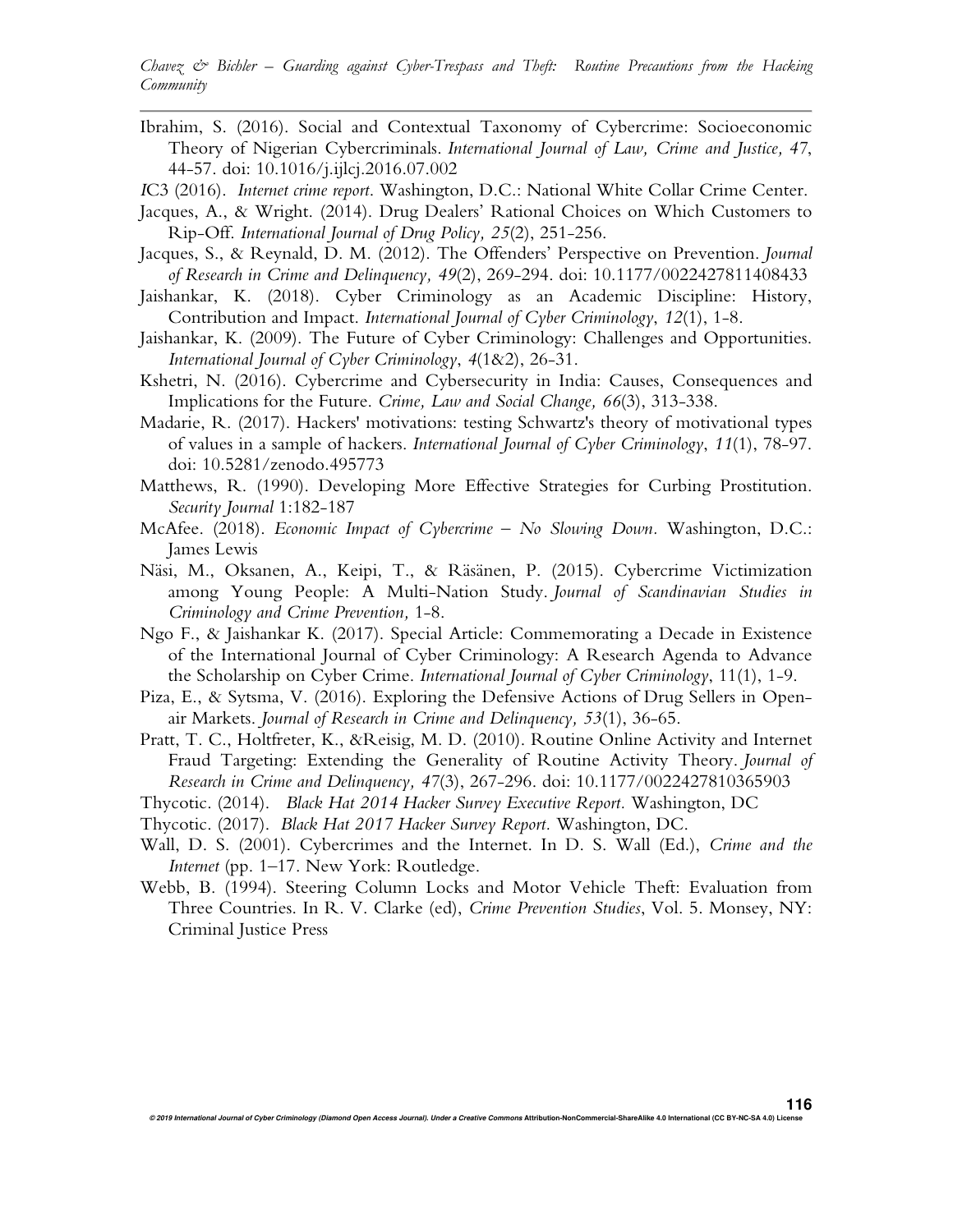Ibrahim, S. (2016). Social and Contextual Taxonomy of Cybercrime: Socioeconomic Theory of Nigerian Cybercriminals. *International Journal of Law, Crime and Justice, 47*, 44-57. doi: 10.1016/j.ijlcj.2016.07.002

*I*C3 (2016). *Internet crime report*. Washington, D.C.: National White Collar Crime Center.

Jacques, A., & Wright. (2014). Drug Dealers' Rational Choices on Which Customers to Rip-Off. *International Journal of Drug Policy, 25*(2), 251-256.

Jacques, S., & Reynald, D. M. (2012). The Offenders' Perspective on Prevention. *Journal of Research in Crime and Delinquency, 49*(2), 269-294. doi: 10.1177/0022427811408433

Jaishankar, K. (2018). Cyber Criminology as an Academic Discipline: History, Contribution and Impact. *International Journal of Cyber Criminology*, *12*(1), 1-8.

Jaishankar, K. (2009). The Future of Cyber Criminology: Challenges and Opportunities. *International Journal of Cyber Criminology*, *4*(1&2), 26-31.

Kshetri, N. (2016). Cybercrime and Cybersecurity in India: Causes, Consequences and Implications for the Future. *Crime, Law and Social Change, 66*(3), 313-338.

Madarie, R. (2017). Hackers' motivations: testing Schwartz's theory of motivational types of values in a sample of hackers. *International Journal of Cyber Criminology*, *11*(1), 78-97. doi: 10.5281/zenodo.495773

Matthews, R. (1990). Developing More Effective Strategies for Curbing Prostitution. *Security Journal* 1:182-187

McAfee. (2018). *Economic Impact of Cybercrime – No Slowing Down*. Washington, D.C.: James Lewis

Näsi, M., Oksanen, A., Keipi, T., & Räsänen, P. (2015). Cybercrime Victimization among Young People: A Multi-Nation Study. *Journal of Scandinavian Studies in Criminology and Crime Prevention,* 1-8.

Ngo F., & Jaishankar K. (2017). Special Article: Commemorating a Decade in Existence of the International Journal of Cyber Criminology: A Research Agenda to Advance the Scholarship on Cyber Crime. *International Journal of Cyber Criminology*, 11(1), 1-9.

Piza, E., & Sytsma, V. (2016). Exploring the Defensive Actions of Drug Sellers in Open-air Markets. *Journal of Research in Crime and Delinquency, 53*(1), 36-65.

Pratt, T. C., Holtfreter, K., &Reisig, M. D. (2010). Routine Online Activity and Internet Fraud Targeting: Extending the Generality of Routine Activity Theory. *Journal of Research in Crime and Delinquency, 47*(3), 267-296. doi: 10.1177/0022427810365903

Thycotic. (2014). *Black Hat 2014 Hacker Survey Executive Report*. Washington, DC

Thycotic. (2017). *Black Hat 2017 Hacker Survey Report*. Washington, DC.

Wall, D. S. (2001). Cybercrimes and the Internet. In D. S. Wall (Ed.), *Crime and the Internet* (pp. 1–17. New York: Routledge.

Webb, B. (1994). Steering Column Locks and Motor Vehicle Theft: Evaluation from Three Countries. In R. V. Clarke (ed), *Crime Prevention Studies*, Vol. 5. Monsey, NY: Criminal Justice Press